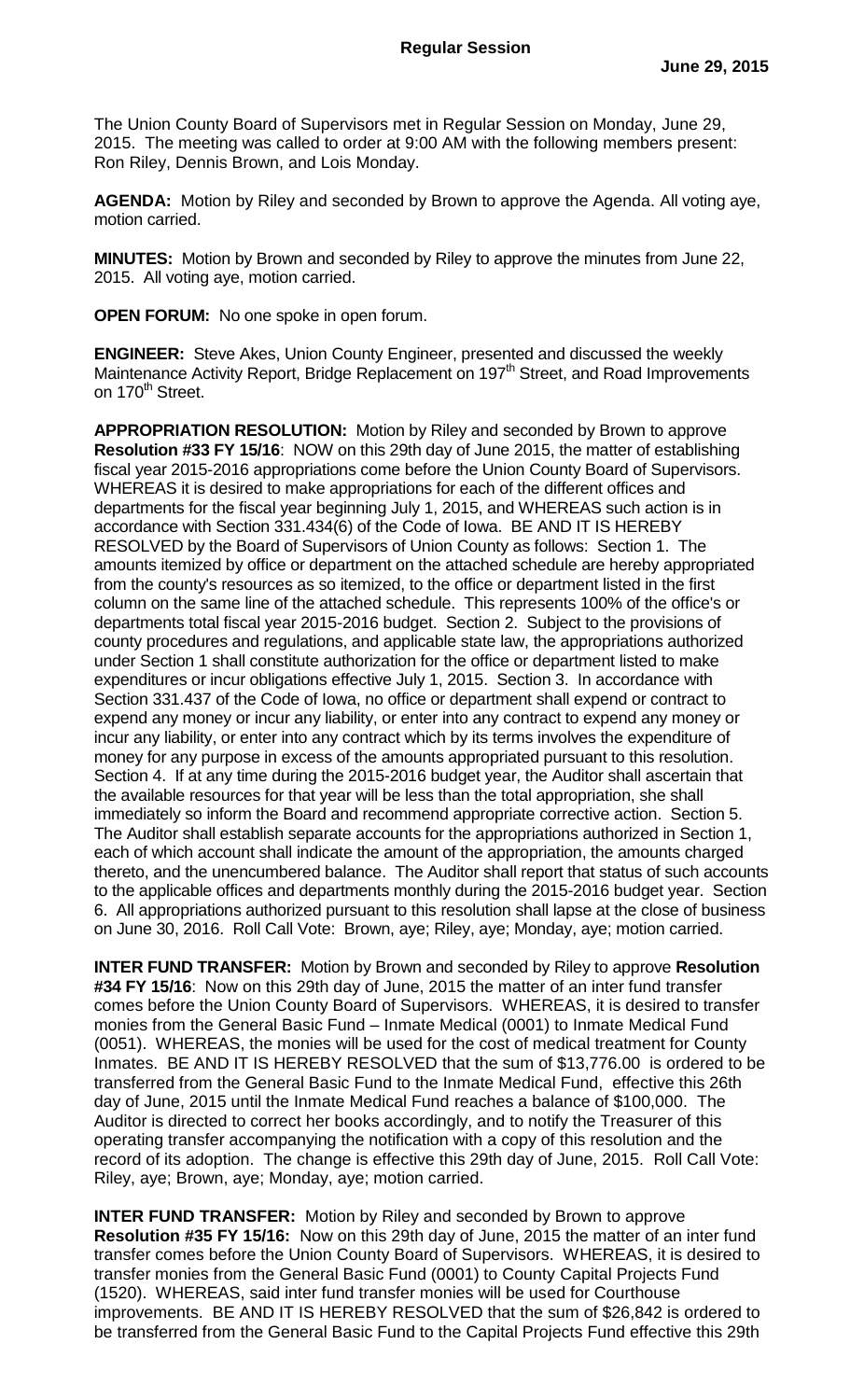# Regular Session

**June 29, 2015**

The Union County Board of Supervisors met in Regular Session on Monday, June 29, 2015. The meeting was called to order at 9:00 AM with the following members present: Ron Riley, Dennis Brown, and Lois Monday.

**AGENDA:** Motion by Riley and seconded by Brown to approve the Agenda. All voting aye, motion carried.

**MINUTES:** Motion by Brown and seconded by Riley to approve the minutes from June 22, 2015. All voting aye, motion carried.

**OPEN FORUM:** No one spoke in open forum.

**ENGINEER:** Steve Akes, Union County Engineer, presented and discussed the weekly Maintenance Activity Report, Bridge Replacement on 197th Street, and Road Improvements on 170th Street.

**APPROPRIATION RESOLUTION:** Motion by Riley and seconded by Brown to approve **Resolution #33 FY 15/16**: NOW on this 29th day of June 2015, the matter of establishing fiscal year 2015-2016 appropriations come before the Union County Board of Supervisors. WHEREAS it is desired to make appropriations for each of the different offices and departments for the fiscal year beginning July 1, 2015, and WHEREAS such action is in accordance with Section 331.434(6) of the Code of Iowa. BE AND IT IS HEREBY RESOLVED by the Board of Supervisors of Union County as follows: Section 1. The amounts itemized by office or department on the attached schedule are hereby appropriated from the county's resources as so itemized, to the office or department listed in the first column on the same line of the attached schedule. This represents 100% of the office's or departments total fiscal year 2015-2016 budget. Section 2. Subject to the provisions of county procedures and regulations, and applicable state law, the appropriations authorized under Section 1 shall constitute authorization for the office or department listed to make expenditures or incur obligations effective July 1, 2015. Section 3. In accordance with Section 331.437 of the Code of Iowa, no office or department shall expend or contract to expend any money or incur any liability, or enter into any contract to expend any money or incur any liability, or enter into any contract which by its terms involves the expenditure of money for any purpose in excess of the amounts appropriated pursuant to this resolution. Section 4. If at any time during the 2015-2016 budget year, the Auditor shall ascertain that the available resources for that year will be less than the total appropriation, she shall immediately so inform the Board and recommend appropriate corrective action. Section 5. The Auditor shall establish separate accounts for the appropriations authorized in Section 1, each of which account shall indicate the amount of the appropriation, the amounts charged thereto, and the unencumbered balance. The Auditor shall report that status of such accounts to the applicable offices and departments monthly during the 2015-2016 budget year. Section 6. All appropriations authorized pursuant to this resolution shall lapse at the close of business on June 30, 2016. Roll Call Vote: Brown, aye; Riley, aye; Monday, aye; motion carried.

**INTER FUND TRANSFER:** Motion by Brown and seconded by Riley to approve **Resolution #34 FY 15/16**: Now on this 29th day of June, 2015 the matter of an inter fund transfer comes before the Union County Board of Supervisors. WHEREAS, it is desired to transfer monies from the General Basic Fund – Inmate Medical (0001) to Inmate Medical Fund (0051). WHEREAS, the monies will be used for the cost of medical treatment for County Inmates. BE AND IT IS HEREBY RESOLVED that the sum of $13,776.00 is ordered to be transferred from the General Basic Fund to the Inmate Medical Fund, effective this 26th day of June, 2015 until the Inmate Medical Fund reaches a balance of $100,000. The Auditor is directed to correct her books accordingly, and to notify the Treasurer of this operating transfer accompanying the notification with a copy of this resolution and the record of its adoption. The change is effective this 29th day of June, 2015. Roll Call Vote: Riley, aye; Brown, aye; Monday, aye; motion carried.

**INTER FUND TRANSFER:** Motion by Riley and seconded by Brown to approve **Resolution #35 FY 15/16:** Now on this 29th day of June, 2015 the matter of an inter fund transfer comes before the Union County Board of Supervisors. WHEREAS, it is desired to transfer monies from the General Basic Fund (0001) to County Capital Projects Fund (1520). WHEREAS, said inter fund transfer monies will be used for Courthouse improvements. BE AND IT IS HEREBY RESOLVED that the sum of $26,842 is ordered to be transferred from the General Basic Fund to the Capital Projects Fund effective this 29th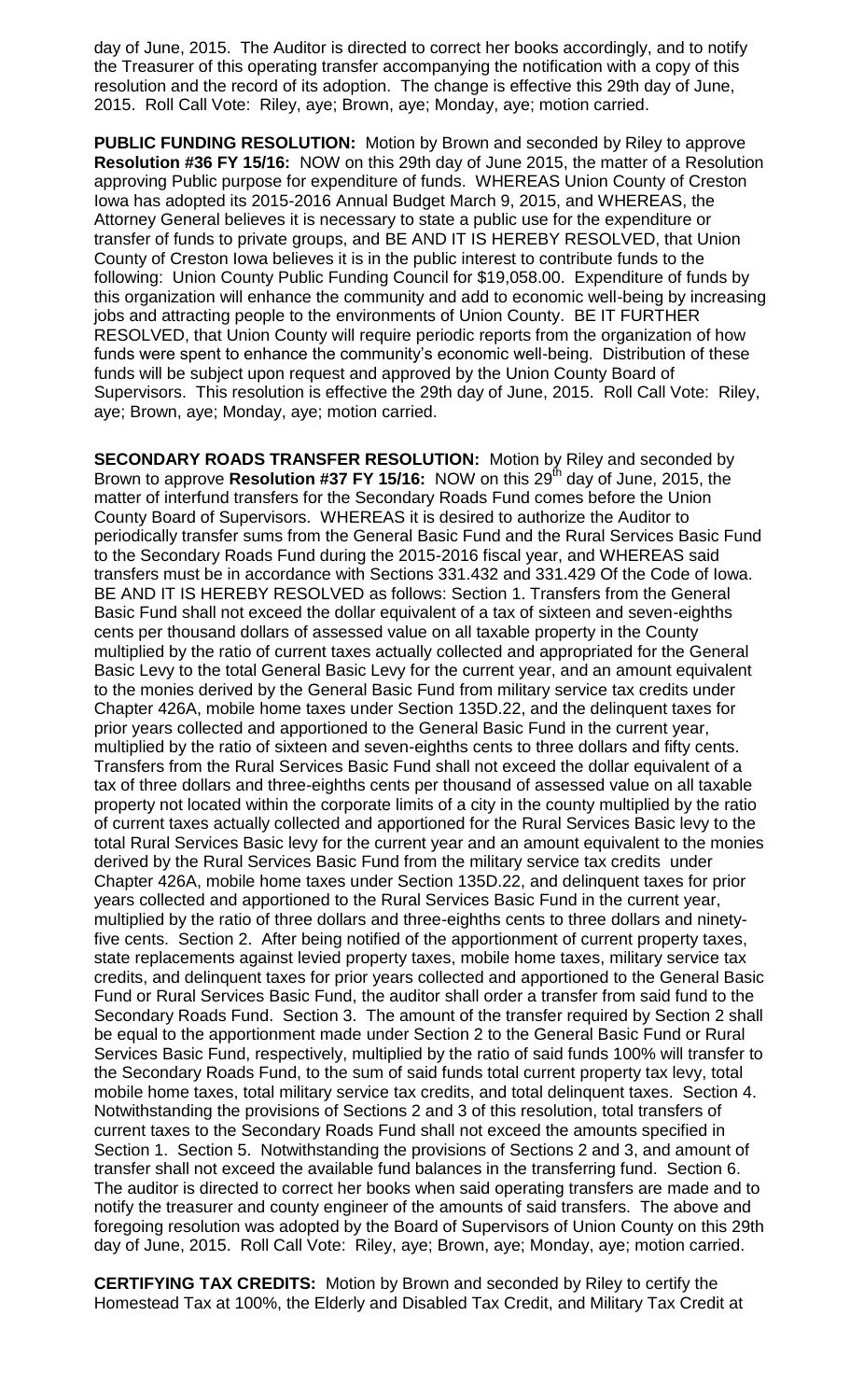day of June, 2015. The Auditor is directed to correct her books accordingly, and to notify the Treasurer of this operating transfer accompanying the notification with a copy of this resolution and the record of its adoption. The change is effective this 29th day of June, 2015. Roll Call Vote: Riley, aye; Brown, aye; Monday, aye; motion carried.

**PUBLIC FUNDING RESOLUTION:** Motion by Brown and seconded by Riley to approve **Resolution #36 FY 15/16:** NOW on this 29th day of June 2015, the matter of a Resolution approving Public purpose for expenditure of funds. WHEREAS Union County of Creston Iowa has adopted its 2015-2016 Annual Budget March 9, 2015, and WHEREAS, the Attorney General believes it is necessary to state a public use for the expenditure or transfer of funds to private groups, and BE AND IT IS HEREBY RESOLVED, that Union County of Creston Iowa believes it is in the public interest to contribute funds to the following: Union County Public Funding Council for $19,058.00. Expenditure of funds by this organization will enhance the community and add to economic well-being by increasing jobs and attracting people to the environments of Union County. BE IT FURTHER RESOLVED, that Union County will require periodic reports from the organization of how funds were spent to enhance the community's economic well-being. Distribution of these funds will be subject upon request and approved by the Union County Board of Supervisors. This resolution is effective the 29th day of June, 2015. Roll Call Vote: Riley, aye; Brown, aye; Monday, aye; motion carried.

**SECONDARY ROADS TRANSFER RESOLUTION:** Motion by Riley and seconded by Brown to approve **Resolution #37 FY 15/16:** NOW on this 29th day of June, 2015, the matter of interfund transfers for the Secondary Roads Fund comes before the Union County Board of Supervisors. WHEREAS it is desired to authorize the Auditor to periodically transfer sums from the General Basic Fund and the Rural Services Basic Fund to the Secondary Roads Fund during the 2015-2016 fiscal year, and WHEREAS said transfers must be in accordance with Sections 331.432 and 331.429 Of the Code of Iowa. BE AND IT IS HEREBY RESOLVED as follows: Section 1. Transfers from the General Basic Fund shall not exceed the dollar equivalent of a tax of sixteen and seven-eighths cents per thousand dollars of assessed value on all taxable property in the County multiplied by the ratio of current taxes actually collected and appropriated for the General Basic Levy to the total General Basic Levy for the current year, and an amount equivalent to the monies derived by the General Basic Fund from military service tax credits under Chapter 426A, mobile home taxes under Section 135D.22, and the delinquent taxes for prior years collected and apportioned to the General Basic Fund in the current year, multiplied by the ratio of sixteen and seven-eighths cents to three dollars and fifty cents. Transfers from the Rural Services Basic Fund shall not exceed the dollar equivalent of a tax of three dollars and three-eighths cents per thousand of assessed value on all taxable property not located within the corporate limits of a city in the county multiplied by the ratio of current taxes actually collected and apportioned for the Rural Services Basic levy to the total Rural Services Basic levy for the current year and an amount equivalent to the monies derived by the Rural Services Basic Fund from the military service tax credits under Chapter 426A, mobile home taxes under Section 135D.22, and delinquent taxes for prior years collected and apportioned to the Rural Services Basic Fund in the current year, multiplied by the ratio of three dollars and three-eighths cents to three dollars and ninety-five cents. Section 2. After being notified of the apportionment of current property taxes, state replacements against levied property taxes, mobile home taxes, military service tax credits, and delinquent taxes for prior years collected and apportioned to the General Basic Fund or Rural Services Basic Fund, the auditor shall order a transfer from said fund to the Secondary Roads Fund. Section 3. The amount of the transfer required by Section 2 shall be equal to the apportionment made under Section 2 to the General Basic Fund or Rural Services Basic Fund, respectively, multiplied by the ratio of said funds 100% will transfer to the Secondary Roads Fund, to the sum of said funds total current property tax levy, total mobile home taxes, total military service tax credits, and total delinquent taxes. Section 4. Notwithstanding the provisions of Sections 2 and 3 of this resolution, total transfers of current taxes to the Secondary Roads Fund shall not exceed the amounts specified in Section 1. Section 5. Notwithstanding the provisions of Sections 2 and 3, and amount of transfer shall not exceed the available fund balances in the transferring fund. Section 6. The auditor is directed to correct her books when said operating transfers are made and to notify the treasurer and county engineer of the amounts of said transfers. The above and foregoing resolution was adopted by the Board of Supervisors of Union County on this 29th day of June, 2015. Roll Call Vote: Riley, aye; Brown, aye; Monday, aye; motion carried.

**CERTIFYING TAX CREDITS:** Motion by Brown and seconded by Riley to certify the Homestead Tax at 100%, the Elderly and Disabled Tax Credit, and Military Tax Credit at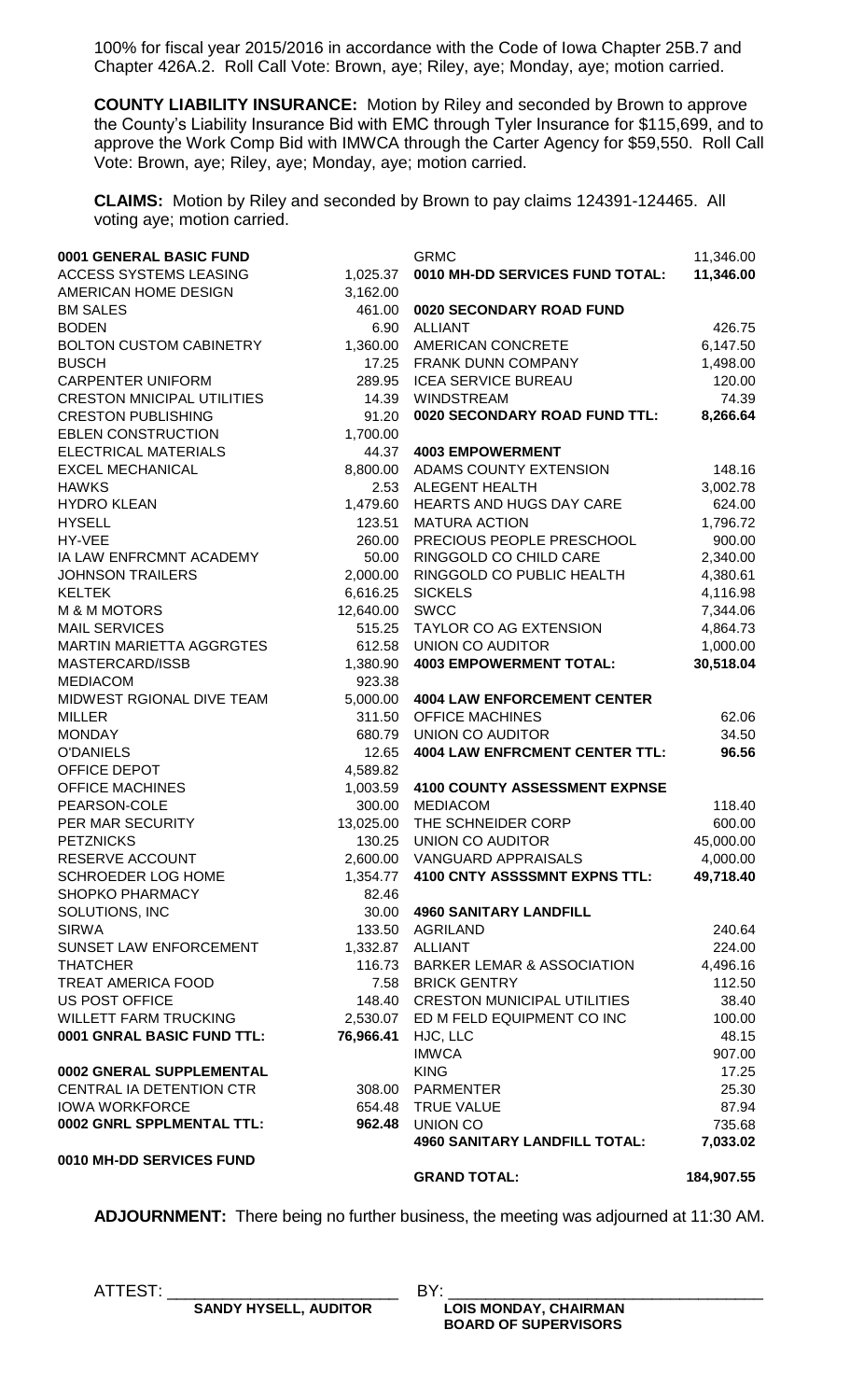100% for fiscal year 2015/2016 in accordance with the Code of Iowa Chapter 25B.7 and Chapter 426A.2. Roll Call Vote: Brown, aye; Riley, aye; Monday, aye; motion carried.

**COUNTY LIABILITY INSURANCE:** Motion by Riley and seconded by Brown to approve the County's Liability Insurance Bid with EMC through Tyler Insurance for $115,699, and to approve the Work Comp Bid with IMWCA through the Carter Agency for $59,550. Roll Call Vote: Brown, aye; Riley, aye; Monday, aye; motion carried.

**CLAIMS:** Motion by Riley and seconded by Brown to pay claims 124391-124465. All voting aye; motion carried.

| | |
|---|---|
| **0001 GENERAL BASIC FUND** | |
| ACCESS SYSTEMS LEASING | 1,025.37 |
| AMERICAN HOME DESIGN | 3,162.00 |
| BM SALES | 461.00 |
| BODEN | 6.90 |
| BOLTON CUSTOM CABINETRY | 1,360.00 |
| BUSCH | 17.25 |
| CARPENTER UNIFORM | 289.95 |
| CRESTON MNICIPAL UTILITIES | 14.39 |
| CRESTON PUBLISHING | 91.20 |
| EBLEN CONSTRUCTION | 1,700.00 |
| ELECTRICAL MATERIALS | 44.37 |
| EXCEL MECHANICAL | 8,800.00 |
| HAWKS | 2.53 |
| HYDRO KLEAN | 1,479.60 |
| HYSELL | 123.51 |
| HY-VEE | 260.00 |
| IA LAW ENFRCMNT ACADEMY | 50.00 |
| JOHNSON TRAILERS | 2,000.00 |
| KELTEK | 6,616.25 |
| M & M MOTORS | 12,640.00 |
| MAIL SERVICES | 515.25 |
| MARTIN MARIETTA AGGRGTES | 612.58 |
| MASTERCARD/ISSB | 1,380.90 |
| MEDIACOM | 923.38 |
| MIDWEST RGIONAL DIVE TEAM | 5,000.00 |
| MILLER | 311.50 |
| MONDAY | 680.79 |
| O'DANIELS | 12.65 |
| OFFICE DEPOT | 4,589.82 |
| OFFICE MACHINES | 1,003.59 |
| PEARSON-COLE | 300.00 |
| PER MAR SECURITY | 13,025.00 |
| PETZNICKS | 130.25 |
| RESERVE ACCOUNT | 2,600.00 |
| SCHROEDER LOG HOME | 1,354.77 |
| SHOPKO PHARMACY | 82.46 |
| SOLUTIONS, INC | 30.00 |
| SIRWA | 133.50 |
| SUNSET LAW ENFORCEMENT | 1,332.87 |
| THATCHER | 116.73 |
| TREAT AMERICA FOOD | 7.58 |
| US POST OFFICE | 148.40 |
| WILLETT FARM TRUCKING | 2,530.07 |
| **0001 GNRAL BASIC FUND TTL:** | **76,966.41** |
| | |
| **0002 GNERAL SUPPLEMENTAL** | |
| CENTRAL IA DETENTION CTR | 308.00 |
| IOWA WORKFORCE | 654.48 |
| **0002 GNRL SPPLMENTAL TTL:** | **962.48** |
| | |
| **0010 MH-DD SERVICES FUND** | |
| GRMC | 11,346.00 |
| **0010 MH-DD SERVICES FUND TOTAL:** | **11,346.00** |
| | |
| **0020 SECONDARY ROAD FUND** | |
| ALLIANT | 426.75 |
| AMERICAN CONCRETE | 6,147.50 |
| FRANK DUNN COMPANY | 1,498.00 |
| ICEA SERVICE BUREAU | 120.00 |
| WINDSTREAM | 74.39 |
| **0020 SECONDARY ROAD FUND TTL:** | **8,266.64** |
| | |
| **4003 EMPOWERMENT** | |
| ADAMS COUNTY EXTENSION | 148.16 |
| ALEGENT HEALTH | 3,002.78 |
| HEARTS AND HUGS DAY CARE | 624.00 |
| MATURA ACTION | 1,796.72 |
| PRECIOUS PEOPLE PRESCHOOL | 900.00 |
| RINGGOLD CO CHILD CARE | 2,340.00 |
| RINGGOLD CO PUBLIC HEALTH | 4,380.61 |
| SICKELS | 4,116.98 |
| SWCC | 7,344.06 |
| TAYLOR CO AG EXTENSION | 4,864.73 |
| UNION CO AUDITOR | 1,000.00 |
| **4003 EMPOWERMENT TOTAL:** | **30,518.04** |
| | |
| **4004 LAW ENFORCEMENT CENTER** | |
| OFFICE MACHINES | 62.06 |
| UNION CO AUDITOR | 34.50 |
| **4004 LAW ENFRCMENT CENTER TTL:** | **96.56** |
| | |
| **4100 COUNTY ASSESSMENT EXPNSE** | |
| MEDIACOM | 118.40 |
| THE SCHNEIDER CORP | 600.00 |
| UNION CO AUDITOR | 45,000.00 |
| VANGUARD APPRAISALS | 4,000.00 |
| **4100 CNTY ASSSSMNT EXPNS TTL:** | **49,718.40** |
| | |
| **4960 SANITARY LANDFILL** | |
| AGRILAND | 240.64 |
| ALLIANT | 224.00 |
| BARKER LEMAR & ASSOCIATION | 4,496.16 |
| BRICK GENTRY | 112.50 |
| CRESTON MUNICIPAL UTILITIES | 38.40 |
| ED M FELD EQUIPMENT CO INC | 100.00 |
| HJC, LLC | 48.15 |
| IMWCA | 907.00 |
| KING | 17.25 |
| PARMENTER | 25.30 |
| TRUE VALUE | 87.94 |
| UNION CO | 735.68 |
| **4960 SANITARY LANDFILL TOTAL:** | **7,033.02** |
| | |
| **GRAND TOTAL:** | **184,907.55** |

**ADJOURNMENT:** There being no further business, the meeting was adjourned at 11:30 AM.

ATTEST: \_\_\_\_\_\_\_\_\_\_\_\_\_\_\_\_\_\_\_\_\_\_\_\_\_\_ BY: \_\_\_\_\_\_\_\_\_\_\_\_\_\_\_\_\_\_\_\_\_\_\_\_\_\_\_\_\_\_\_\_\_\_

**SANDY HYSELL, AUDITOR** **LOIS MONDAY, CHAIRMAN**
**BOARD OF SUPERVISORS**